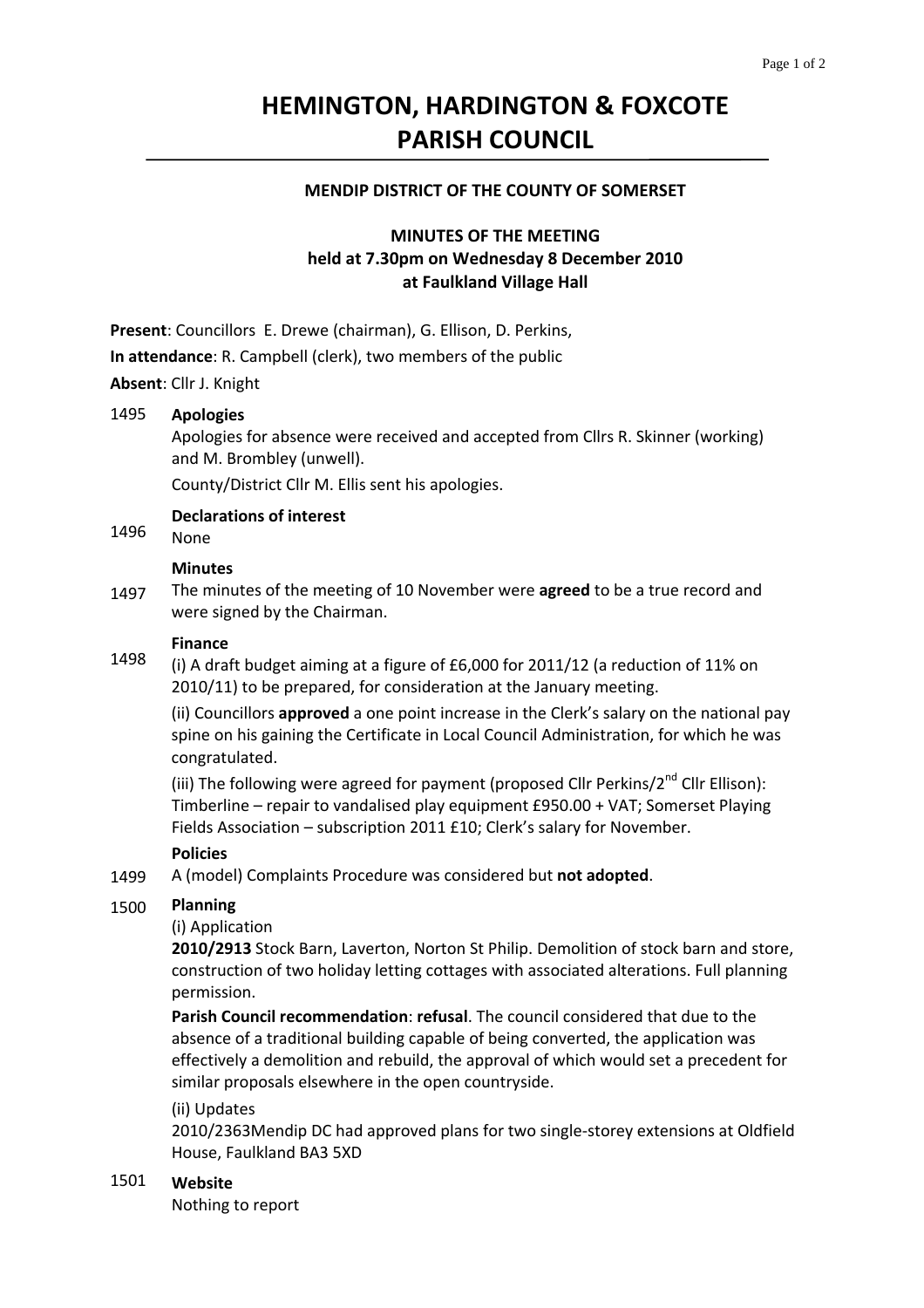# HEMINGTON, HARDINGTON & FOXCOTE PARISH COUNCIL

### MENDIP DISTRICT OF THE COUNTY OF SOMERSET

### MINUTES OF THE MEETING held at 7.30pm on Wednesday 8 December 2010 at Faulkland Village Hall

**Present**: Councillors E. Drewe (chairman), G. Ellison, D. Perkins,

**In attendance**: R. Campbell (clerk), two members of the public

**Absent**: Cllr J. Knight

1495 **Apologies**

Apologies for absence were received and accepted from Cllrs R. Skinner (working) and M. Brombley (unwell).

County/District Cllr M. Ellis sent his apologies.

1496 **Declarations of interest**

None

1497 **Minutes**

The minutes of the meeting of 10 November were **agreed** to be a true record and were signed by the Chairman.

1498 **Finance**

(i) A draft budget aiming at a figure of £6,000 for 2011/12 (a reduction of 11% on 2010/11) to be prepared, for consideration at the January meeting.

(ii) Councillors **approved** a one point increase in the Clerk's salary on the national pay spine on his gaining the Certificate in Local Council Administration, for which he was congratulated.

(iii) The following were agreed for payment (proposed Cllr Perkins/2nd Cllr Ellison): Timberline – repair to vandalised play equipment £950.00 + VAT; Somerset Playing Fields Association – subscription 2011 £10; Clerk's salary for November.

1499 **Policies**

A (model) Complaints Procedure was considered but **not adopted**.

1500 **Planning**

(i) Application

**2010/2913** Stock Barn, Laverton, Norton St Philip. Demolition of stock barn and store, construction of two holiday letting cottages with associated alterations. Full planning permission.

**Parish Council recommendation**: **refusal**. The council considered that due to the absence of a traditional building capable of being converted, the application was effectively a demolition and rebuild, the approval of which would set a precedent for similar proposals elsewhere in the open countryside.

(ii) Updates

2010/2363Mendip DC had approved plans for two single-storey extensions at Oldfield House, Faulkland BA3 5XD

1501 **Website**

Nothing to report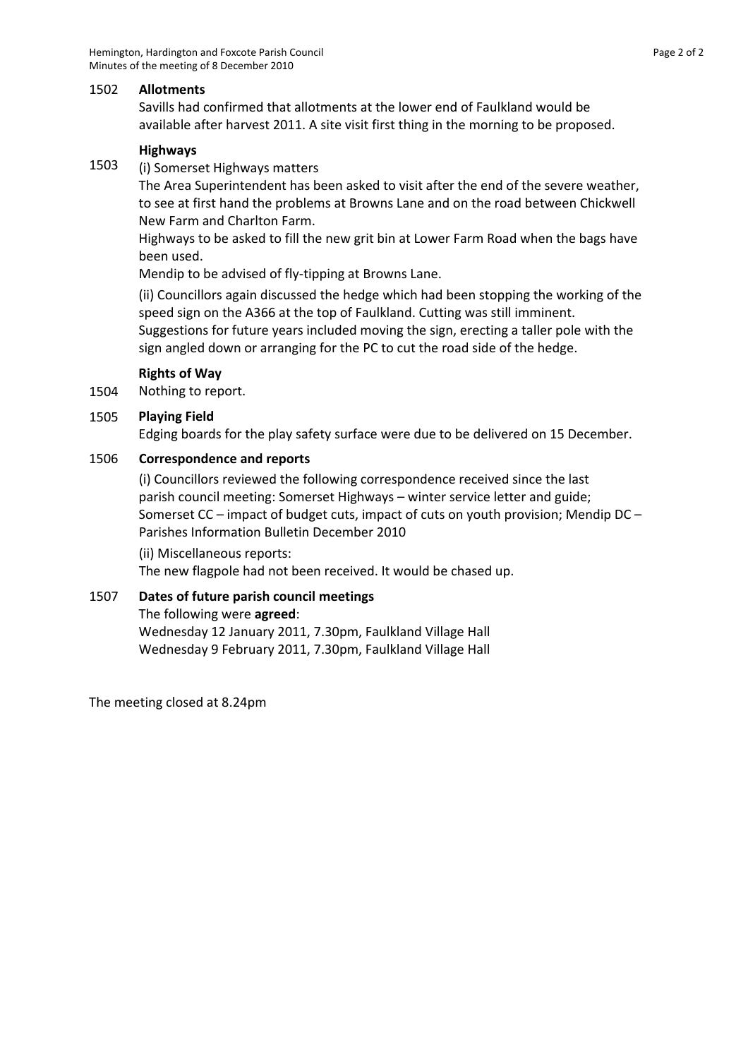**1502 Allotments**

Savills had confirmed that allotments at the lower end of Faulkland would be available after harvest 2011. A site visit first thing in the morning to be proposed.

**1503 Highways**

(i) Somerset Highways matters

The Area Superintendent has been asked to visit after the end of the severe weather, to see at first hand the problems at Browns Lane and on the road between Chickwell New Farm and Charlton Farm.

Highways to be asked to fill the new grit bin at Lower Farm Road when the bags have been used.

Mendip to be advised of fly-tipping at Browns Lane.

(ii) Councillors again discussed the hedge which had been stopping the working of the speed sign on the A366 at the top of Faulkland. Cutting was still imminent. Suggestions for future years included moving the sign, erecting a taller pole with the sign angled down or arranging for the PC to cut the road side of the hedge.

**1504 Rights of Way**

Nothing to report.

**1505 Playing Field**

Edging boards for the play safety surface were due to be delivered on 15 December.

**1506 Correspondence and reports**

(i) Councillors reviewed the following correspondence received since the last parish council meeting: Somerset Highways – winter service letter and guide; Somerset CC – impact of budget cuts, impact of cuts on youth provision; Mendip DC – Parishes Information Bulletin December 2010

(ii) Miscellaneous reports:

The new flagpole had not been received. It would be chased up.

**1507 Dates of future parish council meetings**

The following were **agreed**:

Wednesday 12 January 2011, 7.30pm, Faulkland Village Hall

Wednesday 9 February 2011, 7.30pm, Faulkland Village Hall

The meeting closed at 8.24pm